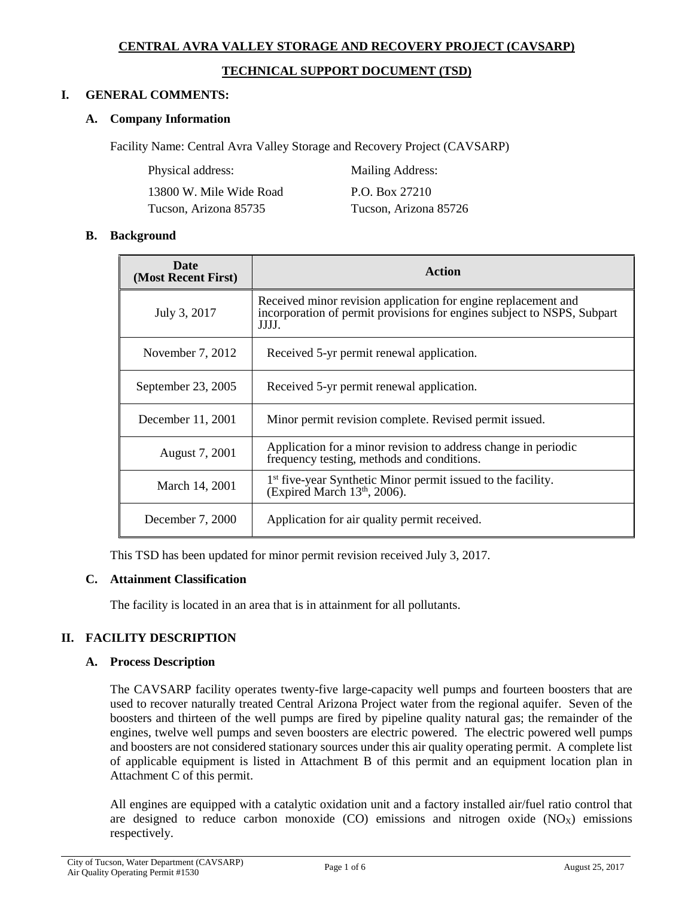# CENTRAL AVRA VALLEY STORAGE AND RECOVERY PROJECT (CAVSARP)

## TECHNICAL SUPPORT DOCUMENT (TSD)

## I. GENERAL COMMENTS:

### A. Company Information

Facility Name: Central Avra Valley Storage and Recovery Project (CAVSARP)

| Physical address: | Mailing Address: |
|---|---|
| 13800 W. Mile Wide Road<br>Tucson, Arizona 85735 | P.O. Box 27210<br>Tucson, Arizona 85726 |

### B. Background

| Date (Most Recent First) | Action |
|---|---|
| July 3, 2017 | Received minor revision application for engine replacement and incorporation of permit provisions for engines subject to NSPS, Subpart JJJJ. |
| November 7, 2012 | Received 5-yr permit renewal application. |
| September 23, 2005 | Received 5-yr permit renewal application. |
| December 11, 2001 | Minor permit revision complete. Revised permit issued. |
| August 7, 2001 | Application for a minor revision to address change in periodic frequency testing, methods and conditions. |
| March 14, 2001 | 1st five-year Synthetic Minor permit issued to the facility. (Expired March 13th, 2006). |
| December 7, 2000 | Application for air quality permit received. |

This TSD has been updated for minor permit revision received July 3, 2017.

### C. Attainment Classification

The facility is located in an area that is in attainment for all pollutants.

## II. FACILITY DESCRIPTION

### A. Process Description

The CAVSARP facility operates twenty-five large-capacity well pumps and fourteen boosters that are used to recover naturally treated Central Arizona Project water from the regional aquifer. Seven of the boosters and thirteen of the well pumps are fired by pipeline quality natural gas; the remainder of the engines, twelve well pumps and seven boosters are electric powered. The electric powered well pumps and boosters are not considered stationary sources under this air quality operating permit. A complete list of applicable equipment is listed in Attachment B of this permit and an equipment location plan in Attachment C of this permit.

All engines are equipped with a catalytic oxidation unit and a factory installed air/fuel ratio control that are designed to reduce carbon monoxide (CO) emissions and nitrogen oxide ($NO_X$) emissions respectively.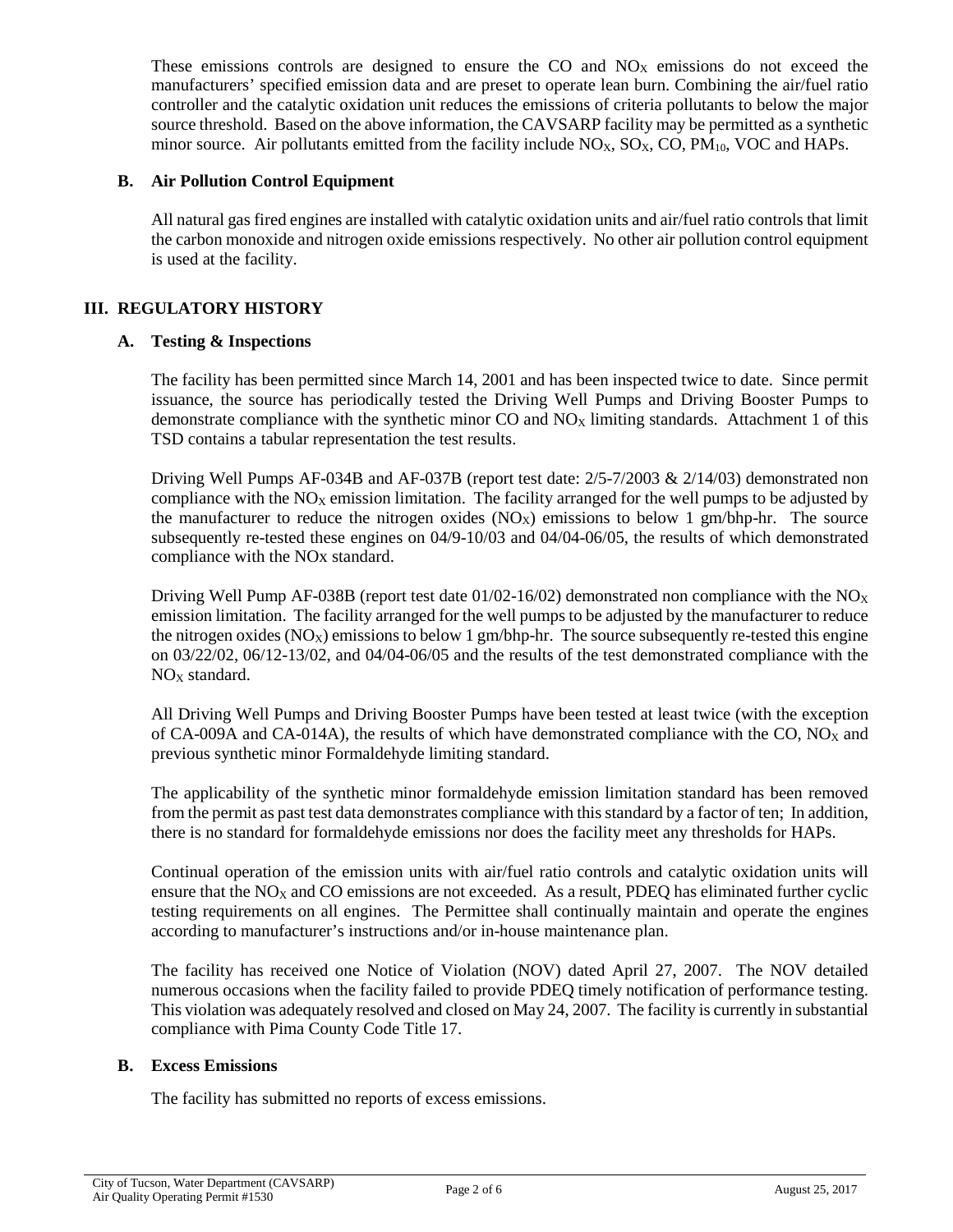These emissions controls are designed to ensure the CO and $NO_X$ emissions do not exceed the manufacturers' specified emission data and are preset to operate lean burn. Combining the air/fuel ratio controller and the catalytic oxidation unit reduces the emissions of criteria pollutants to below the major source threshold. Based on the above information, the CAVSARP facility may be permitted as a synthetic minor source. Air pollutants emitted from the facility include $NO_X$, $SO_X$, CO, $PM_{10}$, VOC and HAPs.

### B. Air Pollution Control Equipment

All natural gas fired engines are installed with catalytic oxidation units and air/fuel ratio controls that limit the carbon monoxide and nitrogen oxide emissions respectively. No other air pollution control equipment is used at the facility.

## III. REGULATORY HISTORY

### A. Testing & Inspections

The facility has been permitted since March 14, 2001 and has been inspected twice to date. Since permit issuance, the source has periodically tested the Driving Well Pumps and Driving Booster Pumps to demonstrate compliance with the synthetic minor CO and $NO_X$ limiting standards. Attachment 1 of this TSD contains a tabular representation the test results.

Driving Well Pumps AF-034B and AF-037B (report test date: 2/5-7/2003 & 2/14/03) demonstrated non compliance with the $NO_X$ emission limitation. The facility arranged for the well pumps to be adjusted by the manufacturer to reduce the nitrogen oxides ($NO_X$) emissions to below 1 gm/bhp-hr. The source subsequently re-tested these engines on 04/9-10/03 and 04/04-06/05, the results of which demonstrated compliance with the NOx standard.

Driving Well Pump AF-038B (report test date 01/02-16/02) demonstrated non compliance with the $NO_X$ emission limitation. The facility arranged for the well pumps to be adjusted by the manufacturer to reduce the nitrogen oxides ($NO_X$) emissions to below 1 gm/bhp-hr. The source subsequently re-tested this engine on 03/22/02, 06/12-13/02, and 04/04-06/05 and the results of the test demonstrated compliance with the $NO_X$ standard.

All Driving Well Pumps and Driving Booster Pumps have been tested at least twice (with the exception of CA-009A and CA-014A), the results of which have demonstrated compliance with the CO, $NO_X$ and previous synthetic minor Formaldehyde limiting standard.

The applicability of the synthetic minor formaldehyde emission limitation standard has been removed from the permit as past test data demonstrates compliance with this standard by a factor of ten; In addition, there is no standard for formaldehyde emissions nor does the facility meet any thresholds for HAPs.

Continual operation of the emission units with air/fuel ratio controls and catalytic oxidation units will ensure that the $NO_X$ and CO emissions are not exceeded. As a result, PDEQ has eliminated further cyclic testing requirements on all engines. The Permittee shall continually maintain and operate the engines according to manufacturer's instructions and/or in-house maintenance plan.

The facility has received one Notice of Violation (NOV) dated April 27, 2007. The NOV detailed numerous occasions when the facility failed to provide PDEQ timely notification of performance testing. This violation was adequately resolved and closed on May 24, 2007. The facility is currently in substantial compliance with Pima County Code Title 17.

### B. Excess Emissions

The facility has submitted no reports of excess emissions.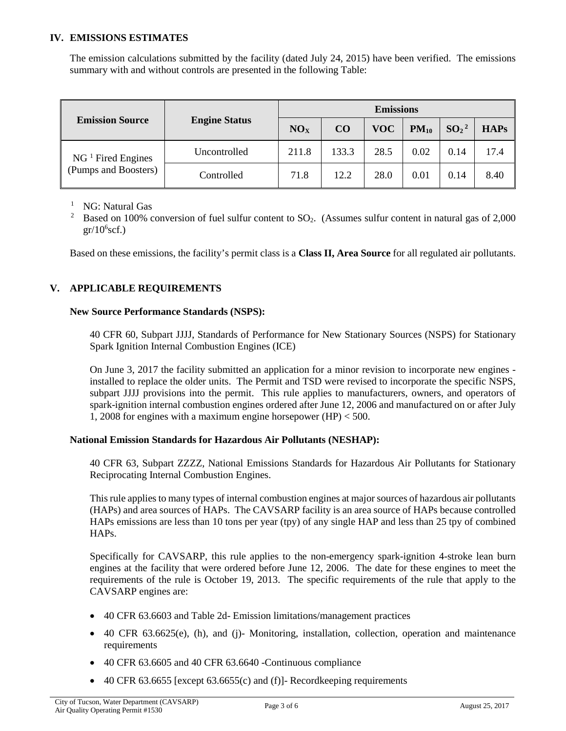## IV. EMISSIONS ESTIMATES

The emission calculations submitted by the facility (dated July 24, 2015) have been verified. The emissions summary with and without controls are presented in the following Table:

| Emission Source | Engine Status | Emissions | | | | | |
|---|---|---|---|---|---|---|---|
| | | $NO_X$ | CO | VOC | $PM_{10}$ | $SO_2$ [2] | HAPs |
| NG [1] Fired Engines (Pumps and Boosters) | Uncontrolled | 211.8 | 133.3 | 28.5 | 0.02 | 0.14 | 17.4 |
| | Controlled | 71.8 | 12.2 | 28.0 | 0.01 | 0.14 | 8.40 |

[1] NG: Natural Gas

[2] Based on 100% conversion of fuel sulfur content to $SO_2$. (Assumes sulfur content in natural gas of 2,000 gr/$10^6$scf.)

Based on these emissions, the facility's permit class is a **Class II, Area Source** for all regulated air pollutants.

## V. APPLICABLE REQUIREMENTS

### New Source Performance Standards (NSPS):

40 CFR 60, Subpart JJJJ, Standards of Performance for New Stationary Sources (NSPS) for Stationary Spark Ignition Internal Combustion Engines (ICE)

On June 3, 2017 the facility submitted an application for a minor revision to incorporate new engines - installed to replace the older units. The Permit and TSD were revised to incorporate the specific NSPS, subpart JJJJ provisions into the permit. This rule applies to manufacturers, owners, and operators of spark-ignition internal combustion engines ordered after June 12, 2006 and manufactured on or after July 1, 2008 for engines with a maximum engine horsepower (HP) < 500.

### National Emission Standards for Hazardous Air Pollutants (NESHAP):

40 CFR 63, Subpart ZZZZ, National Emissions Standards for Hazardous Air Pollutants for Stationary Reciprocating Internal Combustion Engines.

This rule applies to many types of internal combustion engines at major sources of hazardous air pollutants (HAPs) and area sources of HAPs. The CAVSARP facility is an area source of HAPs because controlled HAPs emissions are less than 10 tons per year (tpy) of any single HAP and less than 25 tpy of combined HAPs.

Specifically for CAVSARP, this rule applies to the non-emergency spark-ignition 4-stroke lean burn engines at the facility that were ordered before June 12, 2006. The date for these engines to meet the requirements of the rule is October 19, 2013. The specific requirements of the rule that apply to the CAVSARP engines are:

- 40 CFR 63.6603 and Table 2d- Emission limitations/management practices
- 40 CFR 63.6625(e), (h), and (j)- Monitoring, installation, collection, operation and maintenance requirements
- 40 CFR 63.6605 and 40 CFR 63.6640 -Continuous compliance
- 40 CFR 63.6655 [except 63.6655(c) and (f)]- Recordkeeping requirements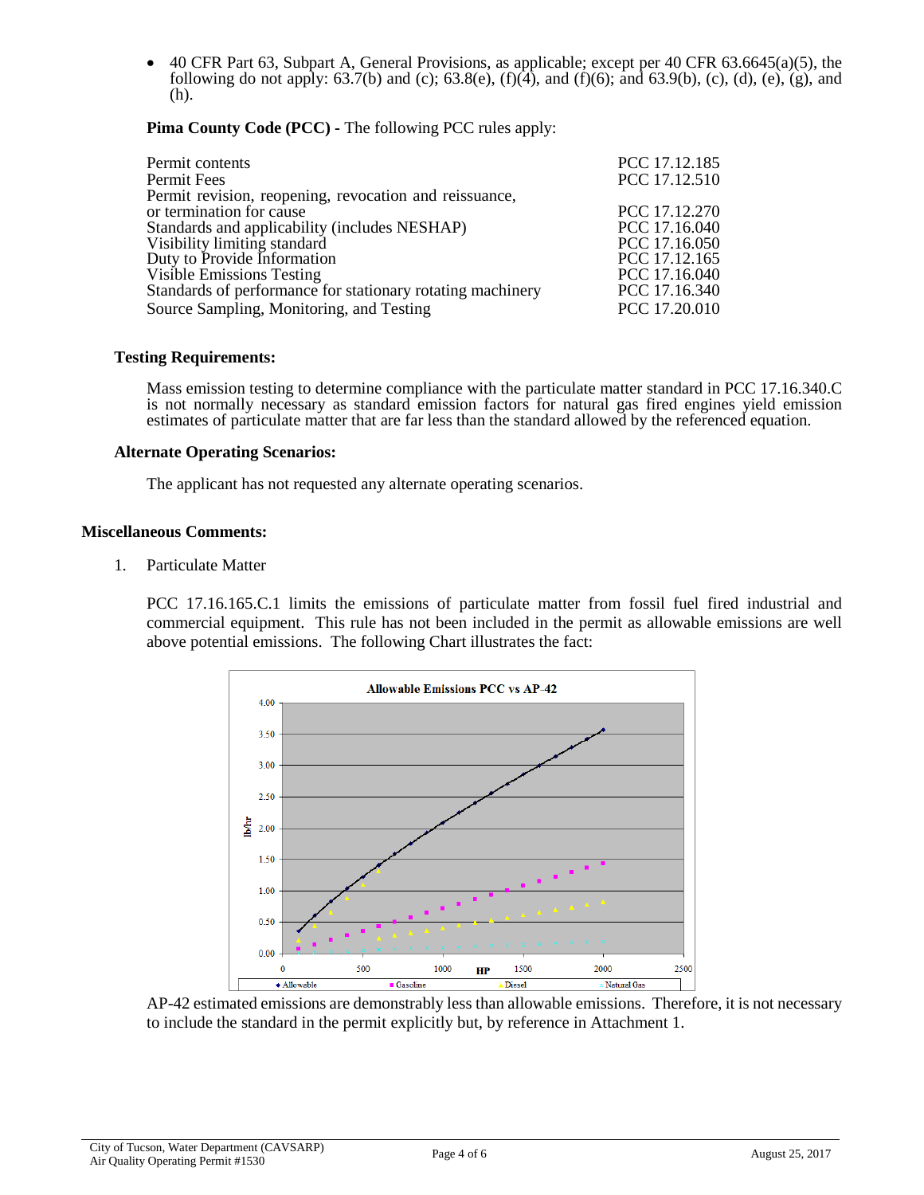- 40 CFR Part 63, Subpart A, General Provisions, as applicable; except per 40 CFR 63.6645(a)(5), the following do not apply: 63.7(b) and (c); 63.8(e), (f)(4), and (f)(6); and 63.9(b), (c), (d), (e), (g), and (h).

**Pima County Code (PCC) -** The following PCC rules apply:

| | |
|---|---|
| Permit contents | PCC 17.12.185 |
| Permit Fees | PCC 17.12.510 |
| Permit revision, reopening, revocation and reissuance, or termination for cause | PCC 17.12.270 |
| Standards and applicability (includes NESHAP) | PCC 17.16.040 |
| Visibility limiting standard | PCC 17.16.050 |
| Duty to Provide Information | PCC 17.12.165 |
| Visible Emissions Testing | PCC 17.16.040 |
| Standards of performance for stationary rotating machinery | PCC 17.16.340 |
| Source Sampling, Monitoring, and Testing | PCC 17.20.010 |

### Testing Requirements:

Mass emission testing to determine compliance with the particulate matter standard in PCC 17.16.340.C is not normally necessary as standard emission factors for natural gas fired engines yield emission estimates of particulate matter that are far less than the standard allowed by the referenced equation.

### Alternate Operating Scenarios:

The applicant has not requested any alternate operating scenarios.

## Miscellaneous Comments:

1. Particulate Matter

PCC 17.16.165.C.1 limits the emissions of particulate matter from fossil fuel fired industrial and commercial equipment. This rule has not been included in the permit as allowable emissions are well above potential emissions. The following Chart illustrates the fact:

AP-42 estimated emissions are demonstrably less than allowable emissions. Therefore, it is not necessary to include the standard in the permit explicitly but, by reference in Attachment 1.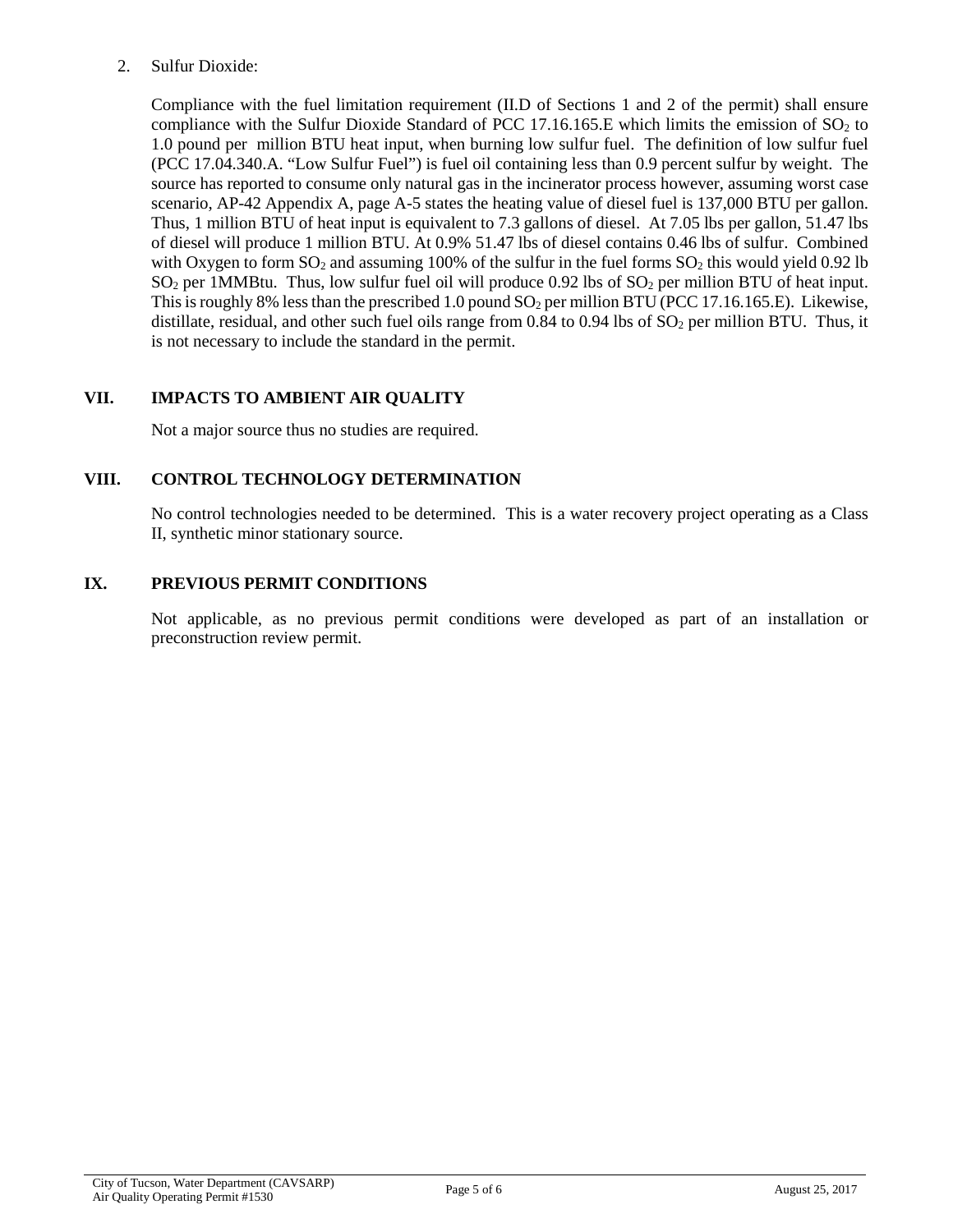2. Sulfur Dioxide:

   Compliance with the fuel limitation requirement (II.D of Sections 1 and 2 of the permit) shall ensure compliance with the Sulfur Dioxide Standard of PCC 17.16.165.E which limits the emission of $SO_2$ to 1.0 pound per million BTU heat input, when burning low sulfur fuel. The definition of low sulfur fuel (PCC 17.04.340.A. "Low Sulfur Fuel") is fuel oil containing less than 0.9 percent sulfur by weight. The source has reported to consume only natural gas in the incinerator process however, assuming worst case scenario, AP-42 Appendix A, page A-5 states the heating value of diesel fuel is 137,000 BTU per gallon. Thus, 1 million BTU of heat input is equivalent to 7.3 gallons of diesel. At 7.05 lbs per gallon, 51.47 lbs of diesel will produce 1 million BTU. At 0.9% 51.47 lbs of diesel contains 0.46 lbs of sulfur. Combined with Oxygen to form $SO_2$ and assuming 100% of the sulfur in the fuel forms $SO_2$ this would yield 0.92 lb $SO_2$ per 1MMBtu. Thus, low sulfur fuel oil will produce 0.92 lbs of $SO_2$ per million BTU of heat input. This is roughly 8% less than the prescribed 1.0 pound $SO_2$ per million BTU (PCC 17.16.165.E). Likewise, distillate, residual, and other such fuel oils range from 0.84 to 0.94 lbs of $SO_2$ per million BTU. Thus, it is not necessary to include the standard in the permit.

## VII. IMPACTS TO AMBIENT AIR QUALITY

Not a major source thus no studies are required.

## VIII. CONTROL TECHNOLOGY DETERMINATION

No control technologies needed to be determined. This is a water recovery project operating as a Class II, synthetic minor stationary source.

## IX. PREVIOUS PERMIT CONDITIONS

Not applicable, as no previous permit conditions were developed as part of an installation or preconstruction review permit.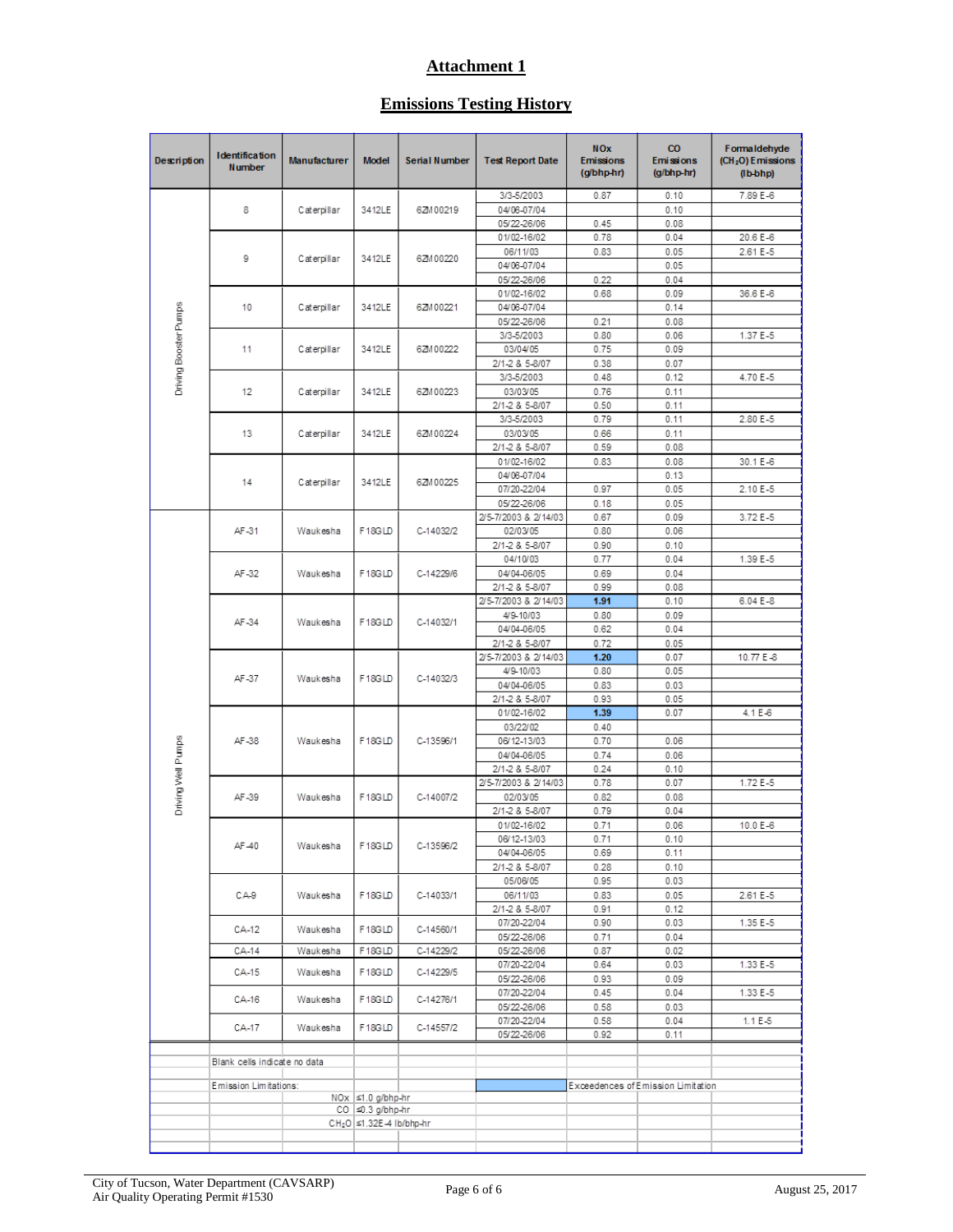# Attachment 1

## Emissions Testing History

| Description | Identification Number | Manufacturer | Model | Serial Number | Test Report Date | NOx Emissions (g/bhp-hr) | CO Emissions (g/bhp-hr) | Formaldehyde ($CH_2O$) Emissions (lb-bhp) |
|---|---|---|---|---|---|---|---|---|
| Driving Booster Pumps | 8 | Caterpillar | 3412LE | 6ZM00219 | 3/3-5/2003 | 0.87 | 0.10 | 7.89 E-6 |
| | | | | | 04/06-07/04 | | 0.10 | |
| | | | | | 05/22-26/06 | 0.45 | 0.08 | |
| | 9 | Caterpillar | 3412LE | 6ZM00220 | 01/02-16/02 | 0.78 | 0.04 | 20.6 E-6 |
| | | | | | 06/11/03 | 0.83 | 0.05 | 2.61 E-5 |
| | | | | | 04/06-07/04 | | 0.05 | |
| | | | | | 05/22-26/06 | 0.22 | 0.04 | |
| | 10 | Caterpillar | 3412LE | 6ZM00221 | 01/02-16/02 | 0.68 | 0.09 | 36.6 E-6 |
| | | | | | 04/06-07/04 | | 0.14 | |
| | | | | | 05/22-26/06 | 0.21 | 0.08 | |
| | 11 | Caterpillar | 3412LE | 6ZM00222 | 3/3-5/2003 | 0.80 | 0.06 | 1.37 E-5 |
| | | | | | 03/04/05 | 0.75 | 0.09 | |
| | | | | | 2/1-2 & 5-8/07 | 0.38 | 0.07 | |
| | 12 | Caterpillar | 3412LE | 6ZM00223 | 3/3-5/2003 | 0.48 | 0.12 | 4.70 E-5 |
| | | | | | 03/03/05 | 0.76 | 0.11 | |
| | | | | | 2/1-2 & 5-8/07 | 0.50 | 0.11 | |
| | 13 | Caterpillar | 3412LE | 6ZM00224 | 3/3-5/2003 | 0.79 | 0.11 | 2.80 E-5 |
| | | | | | 03/03/05 | 0.66 | 0.11 | |
| | | | | | 2/1-2 & 5-8/07 | 0.59 | 0.08 | |
| | 14 | Caterpillar | 3412LE | 6ZM00225 | 01/02-16/02 | 0.83 | 0.08 | 30.1 E-6 |
| | | | | | 04/06-07/04 | | 0.13 | |
| | | | | | 07/20-22/04 | 0.97 | 0.05 | 2.10 E-5 |
| | | | | | 05/22-26/06 | 0.18 | 0.05 | |
| Driving Well Pumps | AF-31 | Waukesha | F18GLD | C-14032/2 | 2/5-7/2003 & 2/14/03 | 0.67 | 0.09 | 3.72 E-5 |
| | | | | | 02/03/05 | 0.80 | 0.06 | |
| | | | | | 2/1-2 & 5-8/07 | 0.90 | 0.10 | |
| | AF-32 | Waukesha | F18GLD | C-14229/6 | 04/10/03 | 0.77 | 0.04 | 1.39 E-5 |
| | | | | | 04/04-06/05 | 0.69 | 0.04 | |
| | | | | | 2/1-2 & 5-8/07 | 0.99 | 0.08 | |
| | AF-34 | Waukesha | F18GLD | C-14032/1 | 2/5-7/2003 & 2/14/03 | **1.91** | 0.10 | 6.04 E-8 |
| | | | | | 4/9-10/03 | 0.80 | 0.09 | |
| | | | | | 04/04-06/05 | 0.62 | 0.04 | |
| | | | | | 2/1-2 & 5-8/07 | 0.72 | 0.05 | |
| | AF-37 | Waukesha | F18GLD | C-14032/3 | 2/5-7/2003 & 2/14/03 | **1.20** | 0.07 | 10.77 E-8 |
| | | | | | 4/9-10/03 | 0.80 | 0.05 | |
| | | | | | 04/04-06/05 | 0.83 | 0.03 | |
| | | | | | 2/1-2 & 5-8/07 | 0.93 | 0.05 | |
| | AF-38 | Waukesha | F18GLD | C-13596/1 | 01/02-16/02 | **1.39** | 0.07 | 4.1 E-6 |
| | | | | | 03/22/02 | 0.40 | | |
| | | | | | 06/12-13/03 | 0.70 | 0.06 | |
| | | | | | 04/04-06/05 | 0.74 | 0.06 | |
| | | | | | 2/1-2 & 5-8/07 | 0.24 | 0.10 | |
| | AF-39 | Waukesha | F18GLD | C-14007/2 | 2/5-7/2003 & 2/14/03 | 0.78 | 0.07 | 1.72 E-5 |
| | | | | | 02/03/05 | 0.82 | 0.08 | |
| | | | | | 2/1-2 & 5-8/07 | 0.79 | 0.04 | |
| | AF-40 | Waukesha | F18GLD | C-13596/2 | 01/02-16/02 | 0.71 | 0.06 | 10.0 E-6 |
| | | | | | 06/12-13/03 | 0.71 | 0.10 | |
| | | | | | 04/04-06/05 | 0.69 | 0.11 | |
| | | | | | 2/1-2 & 5-8/07 | 0.28 | 0.10 | |
| | CA-9 | Waukesha | F18GLD | C-14033/1 | 05/06/05 | 0.95 | 0.03 | |
| | | | | | 06/11/03 | 0.83 | 0.05 | 2.61 E-5 |
| | | | | | 2/1-2 & 5-8/07 | 0.91 | 0.12 | |
| | CA-12 | Waukesha | F18GLD | C-14560/1 | 07/20-22/04 | 0.90 | 0.03 | 1.35 E-5 |
| | | | | | 05/22-26/06 | 0.71 | 0.04 | |
| | CA-14 | Waukesha | F18GLD | C-14229/2 | 05/22-26/06 | 0.87 | 0.02 | |
| | CA-15 | Waukesha | F18GLD | C-14229/5 | 07/20-22/04 | 0.64 | 0.03 | 1.33 E-5 |
| | | | | | 05/22-26/06 | 0.93 | 0.09 | |
| | CA-16 | Waukesha | F18GLD | C-14276/1 | 07/20-22/04 | 0.45 | 0.04 | 1.33 E-5 |
| | | | | | 05/22-26/06 | 0.58 | 0.03 | |
| | CA-17 | Waukesha | F18GLD | C-14557/2 | 07/20-22/04 | 0.58 | 0.04 | 1.1 E-5 |
| | | | | | 05/22-26/06 | 0.92 | 0.11 | |

Blank cells indicate no data

Emission Limitations:

- NOx ≤1.0 g/bhp-hr
- CO ≤0.3 g/bhp-hr
- $CH_2O$ ≤1.32E-4 lb/bhp-hr

(Shaded/bold cells) Exceedences of Emission Limitation